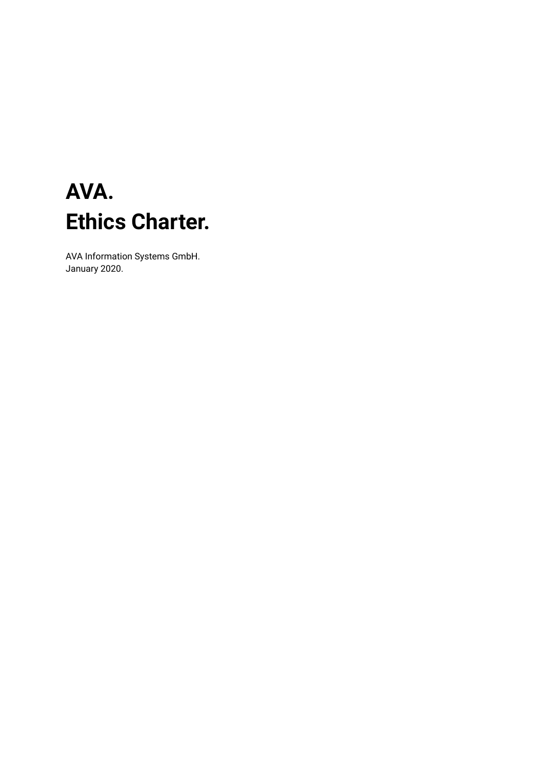# AVA.
# Ethics Charter.

AVA Information Systems GmbH.
January 2020.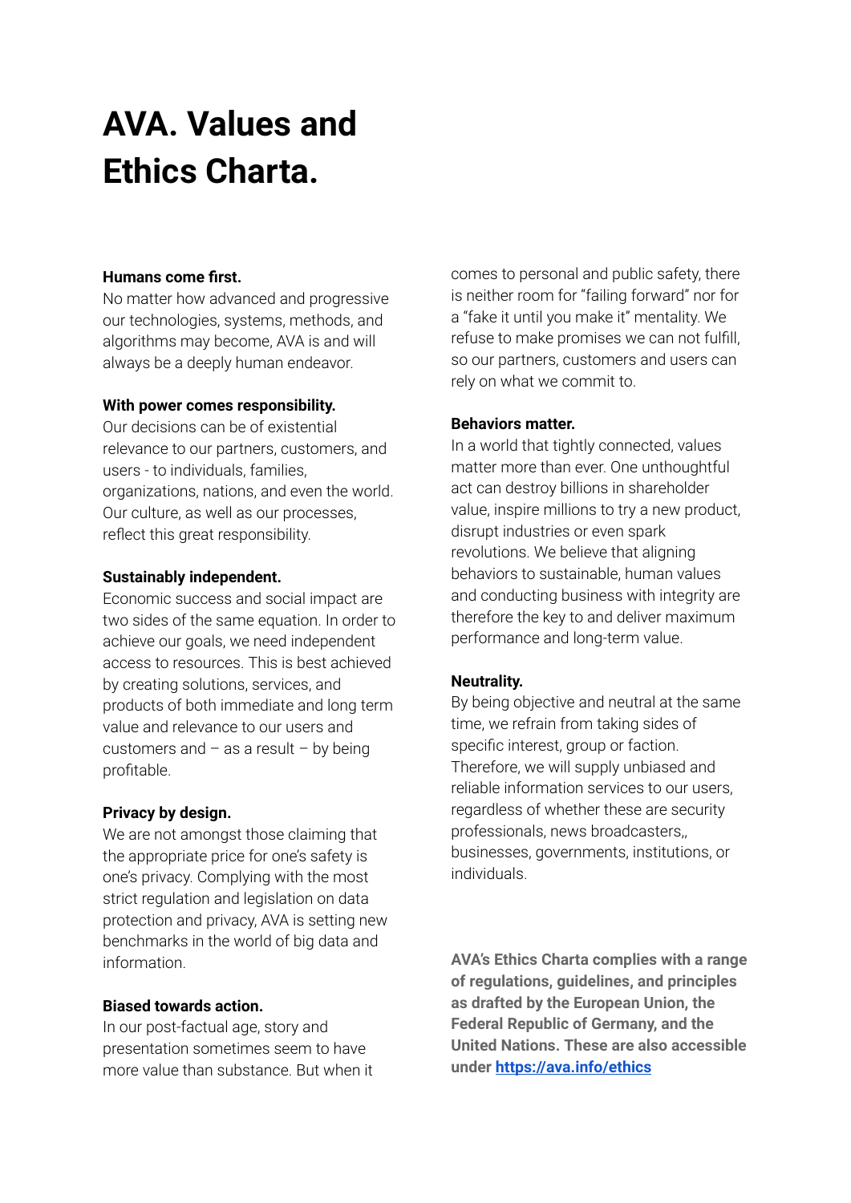# AVA. Values and Ethics Charta.

**Humans come first.**
No matter how advanced and progressive our technologies, systems, methods, and algorithms may become, AVA is and will always be a deeply human endeavor.

**With power comes responsibility.**
Our decisions can be of existential relevance to our partners, customers, and users - to individuals, families, organizations, nations, and even the world. Our culture, as well as our processes, reflect this great responsibility.

**Sustainably independent.**
Economic success and social impact are two sides of the same equation. In order to achieve our goals, we need independent access to resources. This is best achieved by creating solutions, services, and products of both immediate and long term value and relevance to our users and customers and – as a result – by being profitable.

**Privacy by design.**
We are not amongst those claiming that the appropriate price for one's safety is one's privacy. Complying with the most strict regulation and legislation on data protection and privacy, AVA is setting new benchmarks in the world of big data and information.

**Biased towards action.**
In our post-factual age, story and presentation sometimes seem to have more value than substance. But when it comes to personal and public safety, there is neither room for "failing forward" nor for a "fake it until you make it" mentality. We refuse to make promises we can not fulfill, so our partners, customers and users can rely on what we commit to.

**Behaviors matter.**
In a world that tightly connected, values matter more than ever. One unthoughtful act can destroy billions in shareholder value, inspire millions to try a new product, disrupt industries or even spark revolutions. We believe that aligning behaviors to sustainable, human values and conducting business with integrity are therefore the key to and deliver maximum performance and long-term value.

**Neutrality.**
By being objective and neutral at the same time, we refrain from taking sides of specific interest, group or faction. Therefore, we will supply unbiased and reliable information services to our users, regardless of whether these are security professionals, news broadcasters,, businesses, governments, institutions, or individuals.

**AVA's Ethics Charta complies with a range of regulations, guidelines, and principles as drafted by the European Union, the Federal Republic of Germany, and the United Nations. These are also accessible under [https://ava.info/ethics](https://ava.info/ethics)**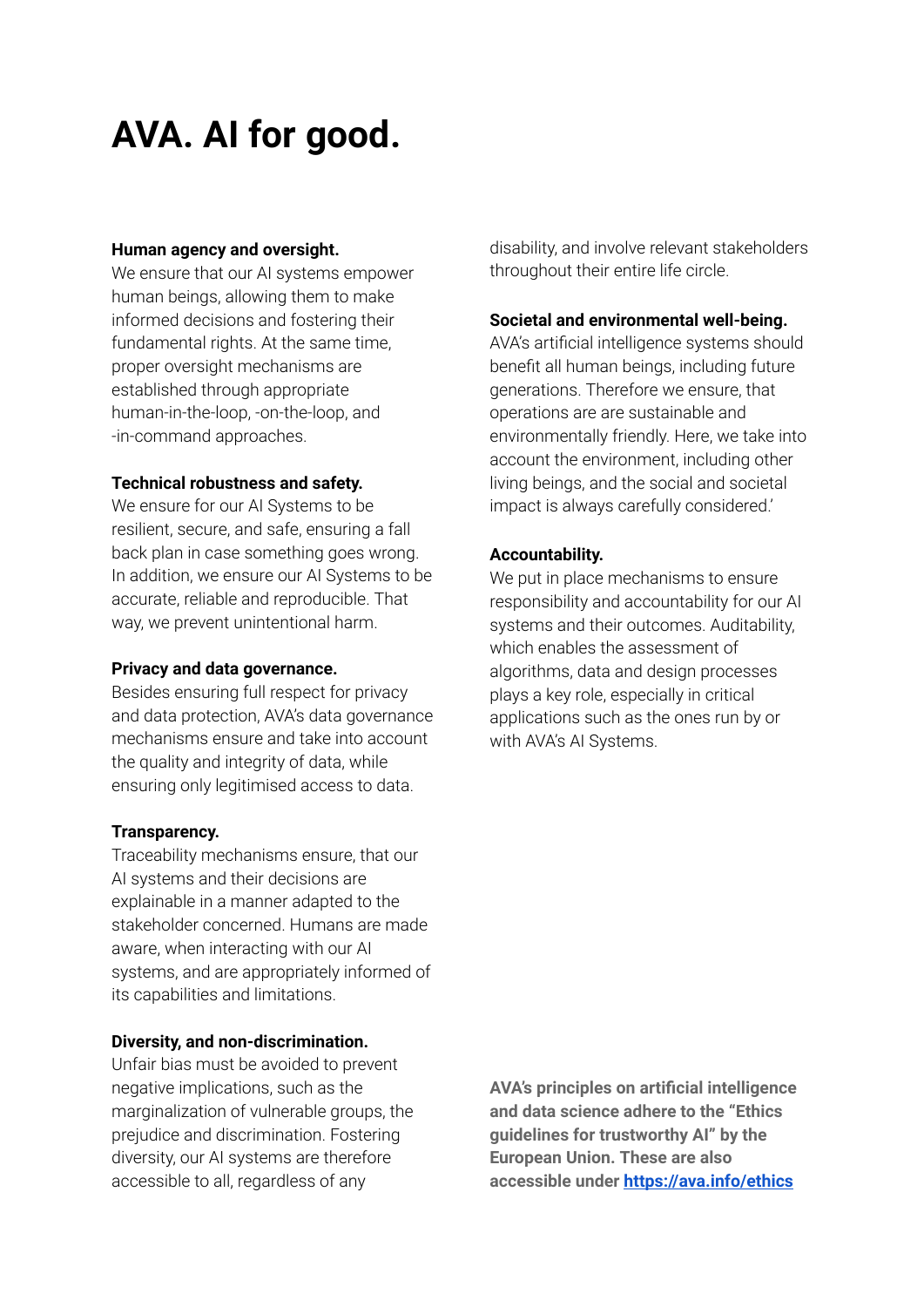# AVA. AI for good.

**Human agency and oversight.**
We ensure that our AI systems empower human beings, allowing them to make informed decisions and fostering their fundamental rights. At the same time, proper oversight mechanisms are established through appropriate human-in-the-loop, -on-the-loop, and -in-command approaches.

**Technical robustness and safety.**
We ensure for our AI Systems to be resilient, secure, and safe, ensuring a fall back plan in case something goes wrong. In addition, we ensure our AI Systems to be accurate, reliable and reproducible. That way, we prevent unintentional harm.

**Privacy and data governance.**
Besides ensuring full respect for privacy and data protection, AVA's data governance mechanisms ensure and take into account the quality and integrity of data, while ensuring only legitimised access to data.

**Transparency.**
Traceability mechanisms ensure, that our AI systems and their decisions are explainable in a manner adapted to the stakeholder concerned. Humans are made aware, when interacting with our AI systems, and are appropriately informed of its capabilities and limitations.

**Diversity, and non-discrimination.**
Unfair bias must be avoided to prevent negative implications, such as the marginalization of vulnerable groups, the prejudice and discrimination. Fostering diversity, our AI systems are therefore accessible to all, regardless of any disability, and involve relevant stakeholders throughout their entire life circle.

**Societal and environmental well-being.**
AVA's artificial intelligence systems should benefit all human beings, including future generations. Therefore we ensure, that operations are are sustainable and environmentally friendly. Here, we take into account the environment, including other living beings, and the social and societal impact is always carefully considered.'

**Accountability.**
We put in place mechanisms to ensure responsibility and accountability for our AI systems and their outcomes. Auditability, which enables the assessment of algorithms, data and design processes plays a key role, especially in critical applications such as the ones run by or with AVA's AI Systems.

**AVA's principles on artificial intelligence and data science adhere to the "Ethics guidelines for trustworthy AI" by the European Union. These are also accessible under [https://ava.info/ethics](https://ava.info/ethics)**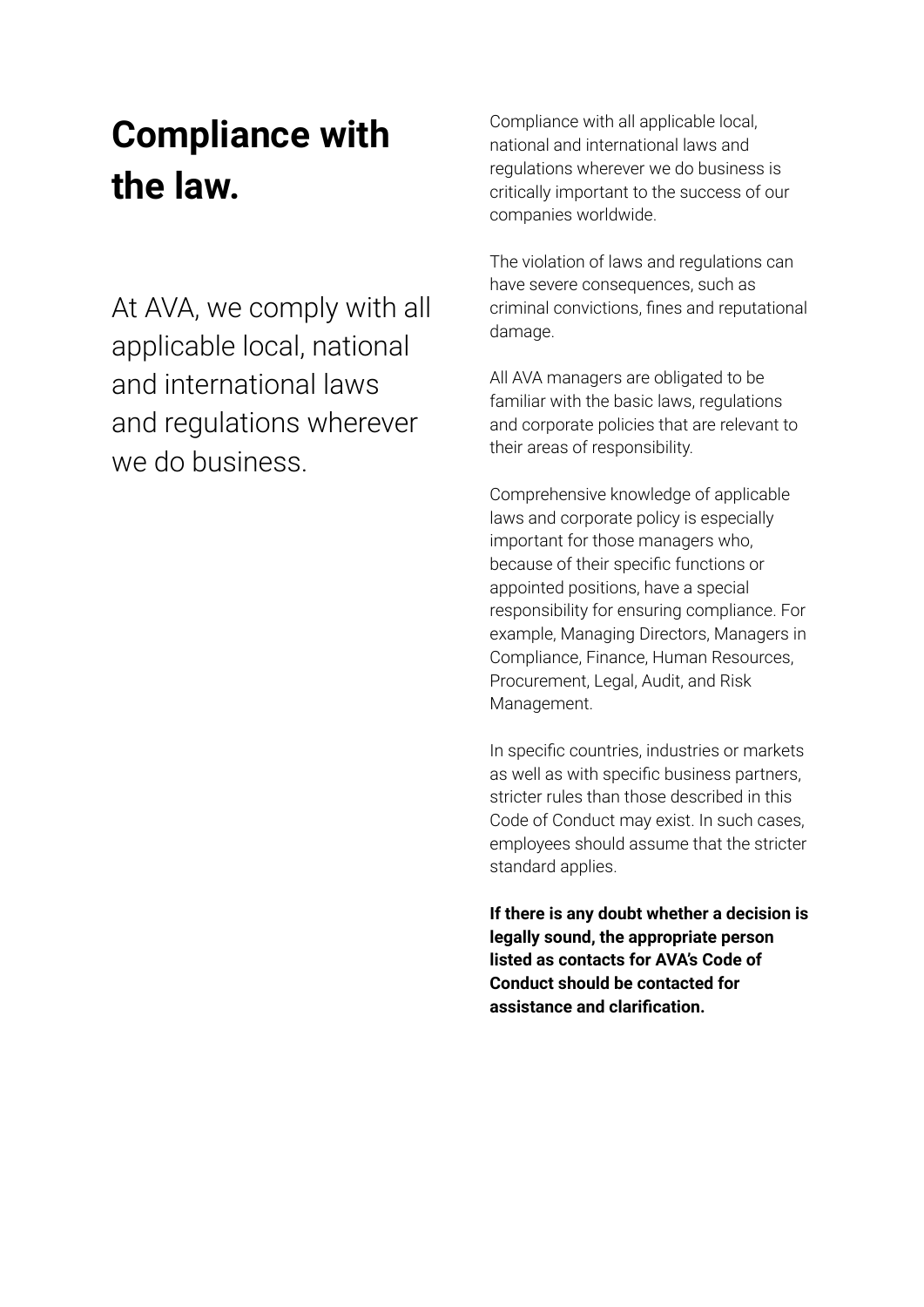# Compliance with the law.

At AVA, we comply with all applicable local, national and international laws and regulations wherever we do business.

Compliance with all applicable local, national and international laws and regulations wherever we do business is critically important to the success of our companies worldwide.

The violation of laws and regulations can have severe consequences, such as criminal convictions, fines and reputational damage.

All AVA managers are obligated to be familiar with the basic laws, regulations and corporate policies that are relevant to their areas of responsibility.

Comprehensive knowledge of applicable laws and corporate policy is especially important for those managers who, because of their specific functions or appointed positions, have a special responsibility for ensuring compliance. For example, Managing Directors, Managers in Compliance, Finance, Human Resources, Procurement, Legal, Audit, and Risk Management.

In specific countries, industries or markets as well as with specific business partners, stricter rules than those described in this Code of Conduct may exist. In such cases, employees should assume that the stricter standard applies.

**If there is any doubt whether a decision is legally sound, the appropriate person listed as contacts for AVA's Code of Conduct should be contacted for assistance and clarification.**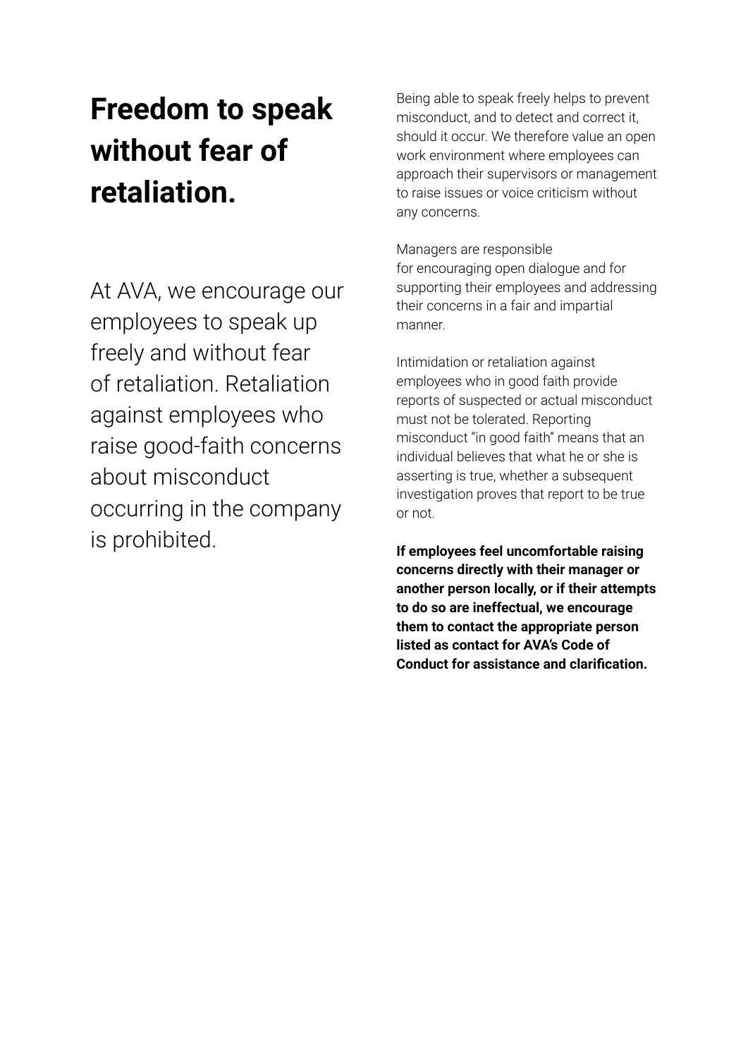# Freedom to speak without fear of retaliation.

At AVA, we encourage our employees to speak up freely and without fear of retaliation. Retaliation against employees who raise good-faith concerns about misconduct occurring in the company is prohibited.

Being able to speak freely helps to prevent misconduct, and to detect and correct it, should it occur. We therefore value an open work environment where employees can approach their supervisors or management to raise issues or voice criticism without any concerns.

Managers are responsible for encouraging open dialogue and for supporting their employees and addressing their concerns in a fair and impartial manner.

Intimidation or retaliation against employees who in good faith provide reports of suspected or actual misconduct must not be tolerated. Reporting misconduct "in good faith" means that an individual believes that what he or she is asserting is true, whether a subsequent investigation proves that report to be true or not.

**If employees feel uncomfortable raising concerns directly with their manager or another person locally, or if their attempts to do so are ineffectual, we encourage them to contact the appropriate person listed as contact for AVA's Code of Conduct for assistance and clarification.**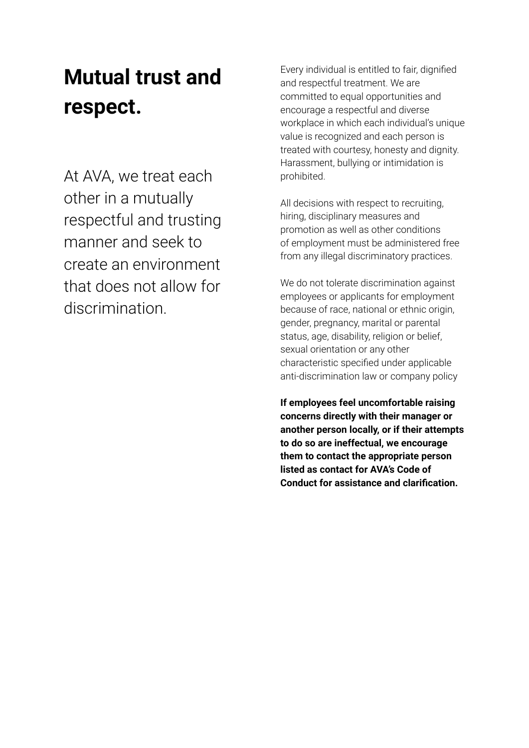# Mutual trust and respect.

At AVA, we treat each other in a mutually respectful and trusting manner and seek to create an environment that does not allow for discrimination.

Every individual is entitled to fair, dignified and respectful treatment. We are committed to equal opportunities and encourage a respectful and diverse workplace in which each individual's unique value is recognized and each person is treated with courtesy, honesty and dignity. Harassment, bullying or intimidation is prohibited.

All decisions with respect to recruiting, hiring, disciplinary measures and promotion as well as other conditions of employment must be administered free from any illegal discriminatory practices.

We do not tolerate discrimination against employees or applicants for employment because of race, national or ethnic origin, gender, pregnancy, marital or parental status, age, disability, religion or belief, sexual orientation or any other characteristic specified under applicable anti-discrimination law or company policy

**If employees feel uncomfortable raising concerns directly with their manager or another person locally, or if their attempts to do so are ineffectual, we encourage them to contact the appropriate person listed as contact for AVA's Code of Conduct for assistance and clarification.**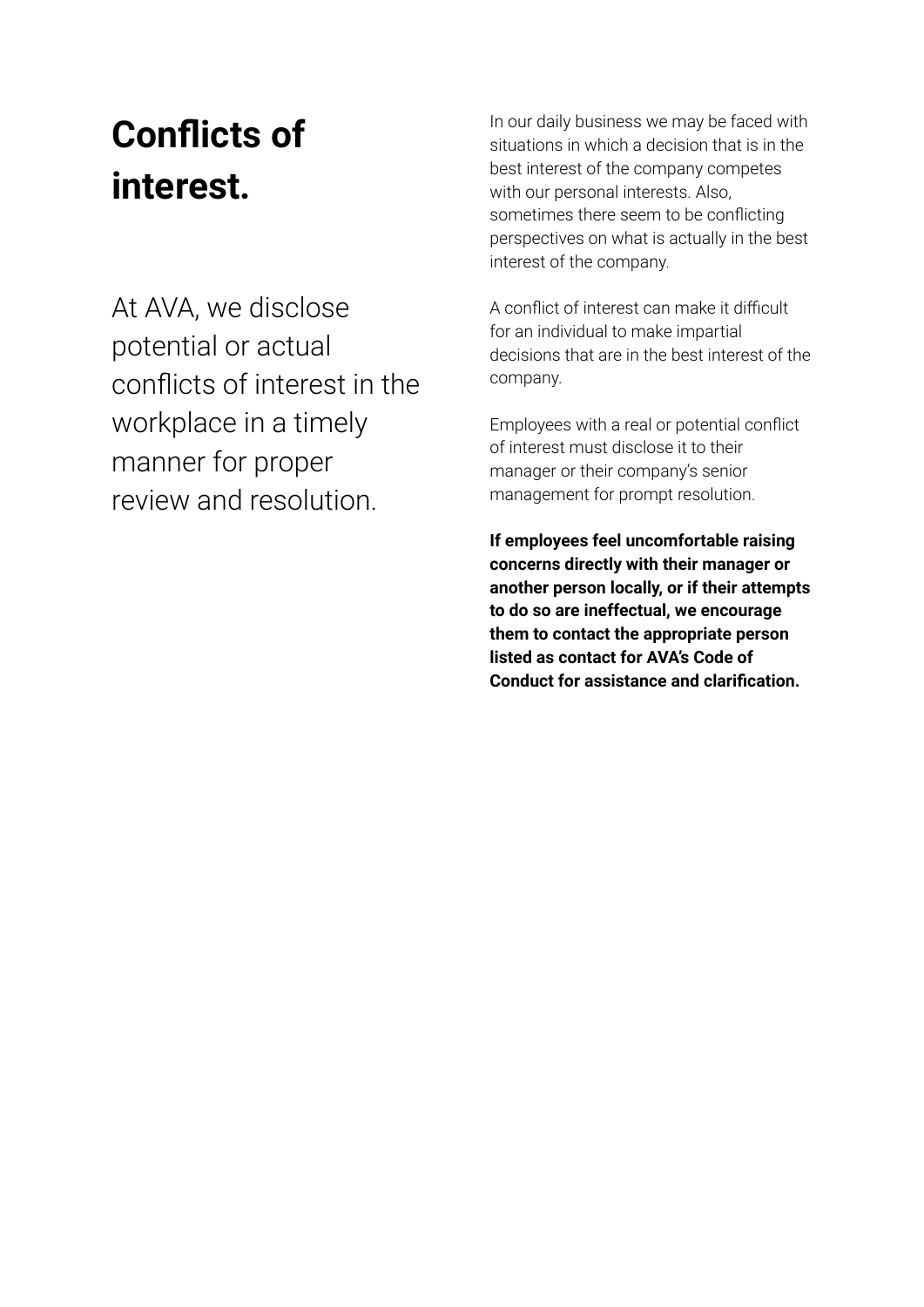# Conflicts of interest.

At AVA, we disclose potential or actual conflicts of interest in the workplace in a timely manner for proper review and resolution.

In our daily business we may be faced with situations in which a decision that is in the best interest of the company competes with our personal interests. Also, sometimes there seem to be conflicting perspectives on what is actually in the best interest of the company.

A conflict of interest can make it difficult for an individual to make impartial decisions that are in the best interest of the company.

Employees with a real or potential conflict of interest must disclose it to their manager or their company's senior management for prompt resolution.

**If employees feel uncomfortable raising concerns directly with their manager or another person locally, or if their attempts to do so are ineffectual, we encourage them to contact the appropriate person listed as contact for AVA's Code of Conduct for assistance and clarification.**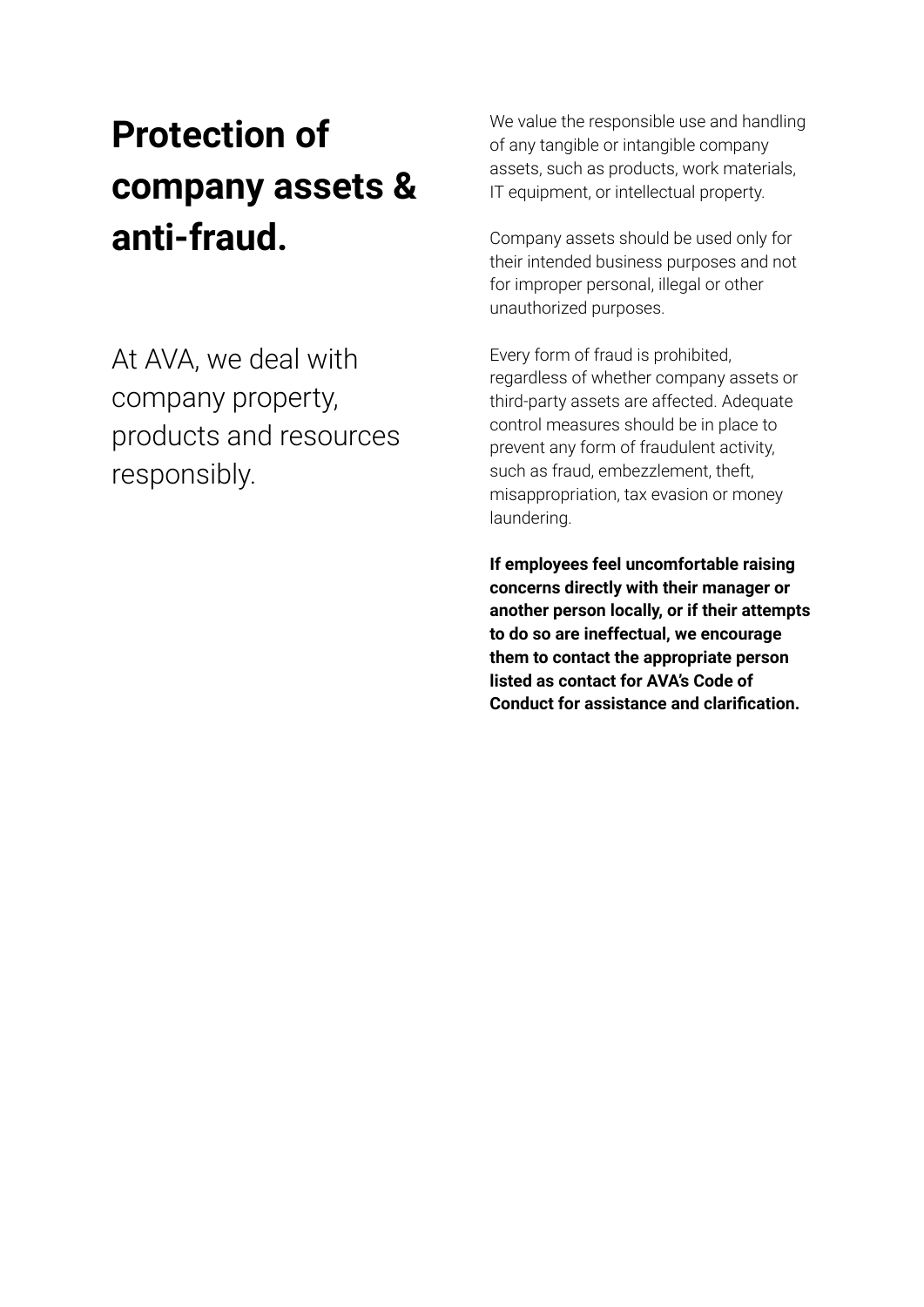# Protection of company assets & anti-fraud.

At AVA, we deal with company property, products and resources responsibly.

We value the responsible use and handling of any tangible or intangible company assets, such as products, work materials, IT equipment, or intellectual property.

Company assets should be used only for their intended business purposes and not for improper personal, illegal or other unauthorized purposes.

Every form of fraud is prohibited, regardless of whether company assets or third-party assets are affected. Adequate control measures should be in place to prevent any form of fraudulent activity, such as fraud, embezzlement, theft, misappropriation, tax evasion or money laundering.

**If employees feel uncomfortable raising concerns directly with their manager or another person locally, or if their attempts to do so are ineffectual, we encourage them to contact the appropriate person listed as contact for AVA's Code of Conduct for assistance and clarification.**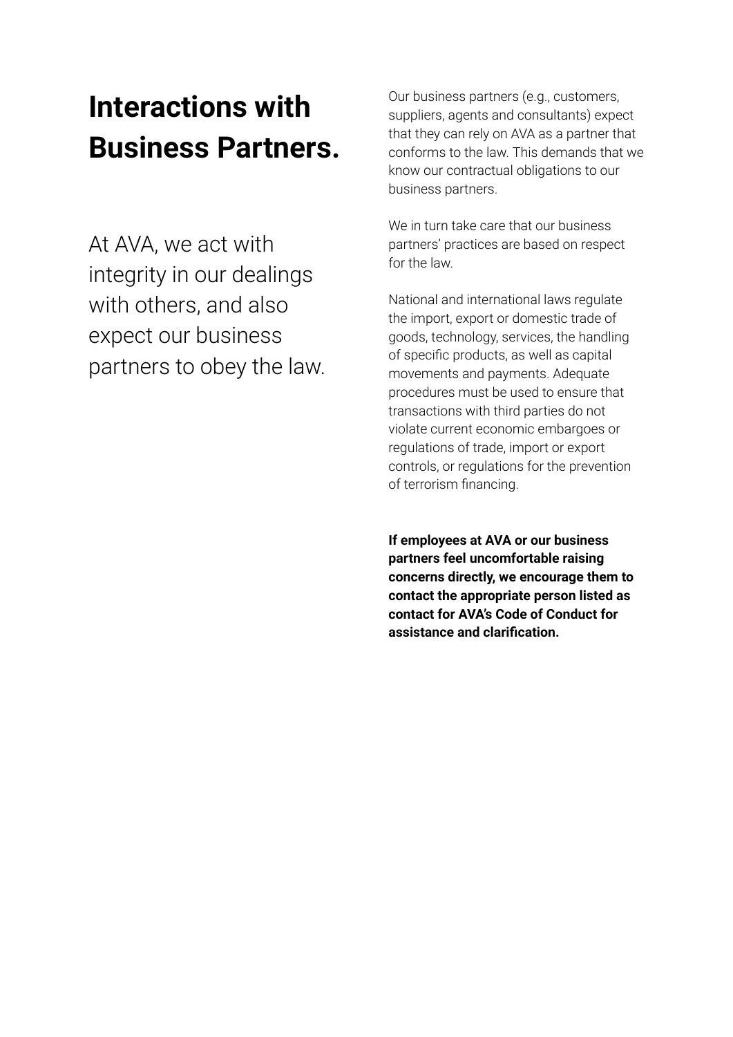# Interactions with Business Partners.

At AVA, we act with integrity in our dealings with others, and also expect our business partners to obey the law.

Our business partners (e.g., customers, suppliers, agents and consultants) expect that they can rely on AVA as a partner that conforms to the law. This demands that we know our contractual obligations to our business partners.

We in turn take care that our business partners' practices are based on respect for the law.

National and international laws regulate the import, export or domestic trade of goods, technology, services, the handling of specific products, as well as capital movements and payments. Adequate procedures must be used to ensure that transactions with third parties do not violate current economic embargoes or regulations of trade, import or export controls, or regulations for the prevention of terrorism financing.

**If employees at AVA or our business partners feel uncomfortable raising concerns directly, we encourage them to contact the appropriate person listed as contact for AVA's Code of Conduct for assistance and clarification.**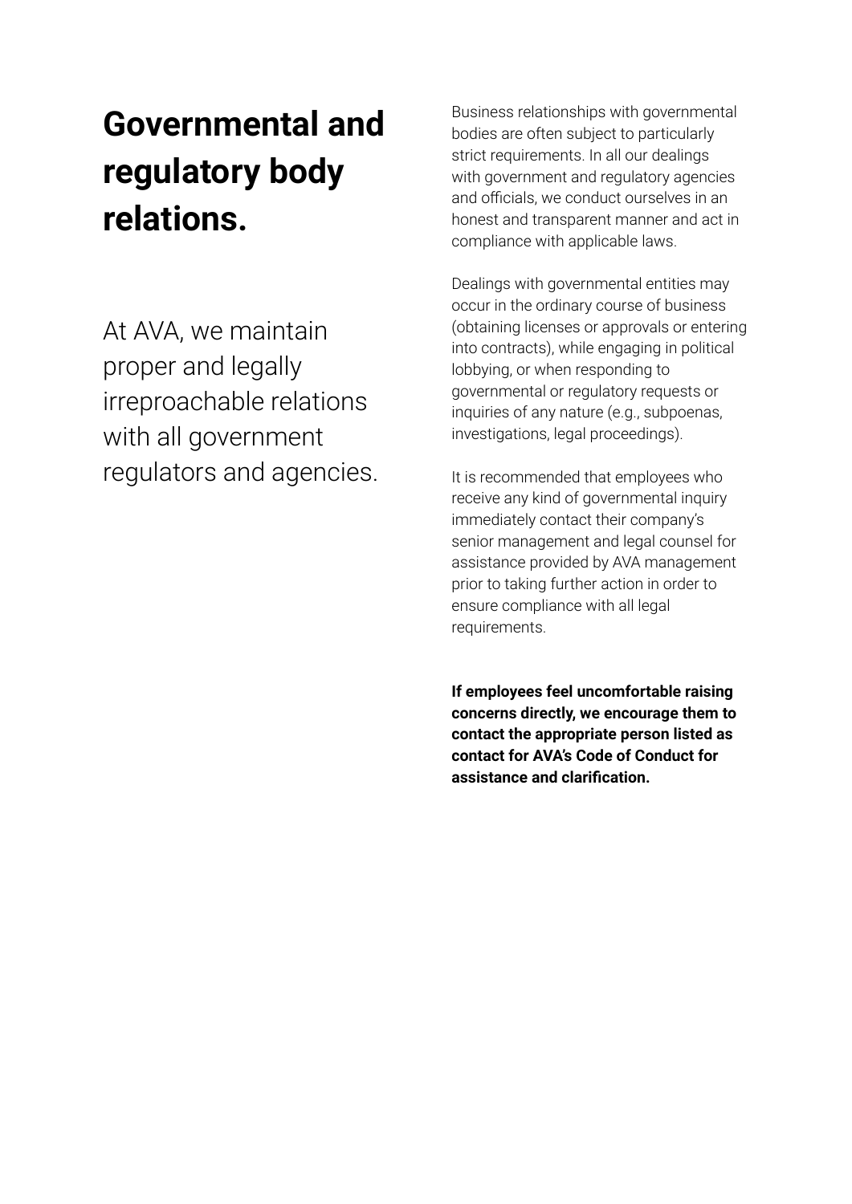# Governmental and regulatory body relations.

At AVA, we maintain proper and legally irreproachable relations with all government regulators and agencies.

Business relationships with governmental bodies are often subject to particularly strict requirements. In all our dealings with government and regulatory agencies and officials, we conduct ourselves in an honest and transparent manner and act in compliance with applicable laws.

Dealings with governmental entities may occur in the ordinary course of business (obtaining licenses or approvals or entering into contracts), while engaging in political lobbying, or when responding to governmental or regulatory requests or inquiries of any nature (e.g., subpoenas, investigations, legal proceedings).

It is recommended that employees who receive any kind of governmental inquiry immediately contact their company's senior management and legal counsel for assistance provided by AVA management prior to taking further action in order to ensure compliance with all legal requirements.

**If employees feel uncomfortable raising concerns directly, we encourage them to contact the appropriate person listed as contact for AVA's Code of Conduct for assistance and clarification.**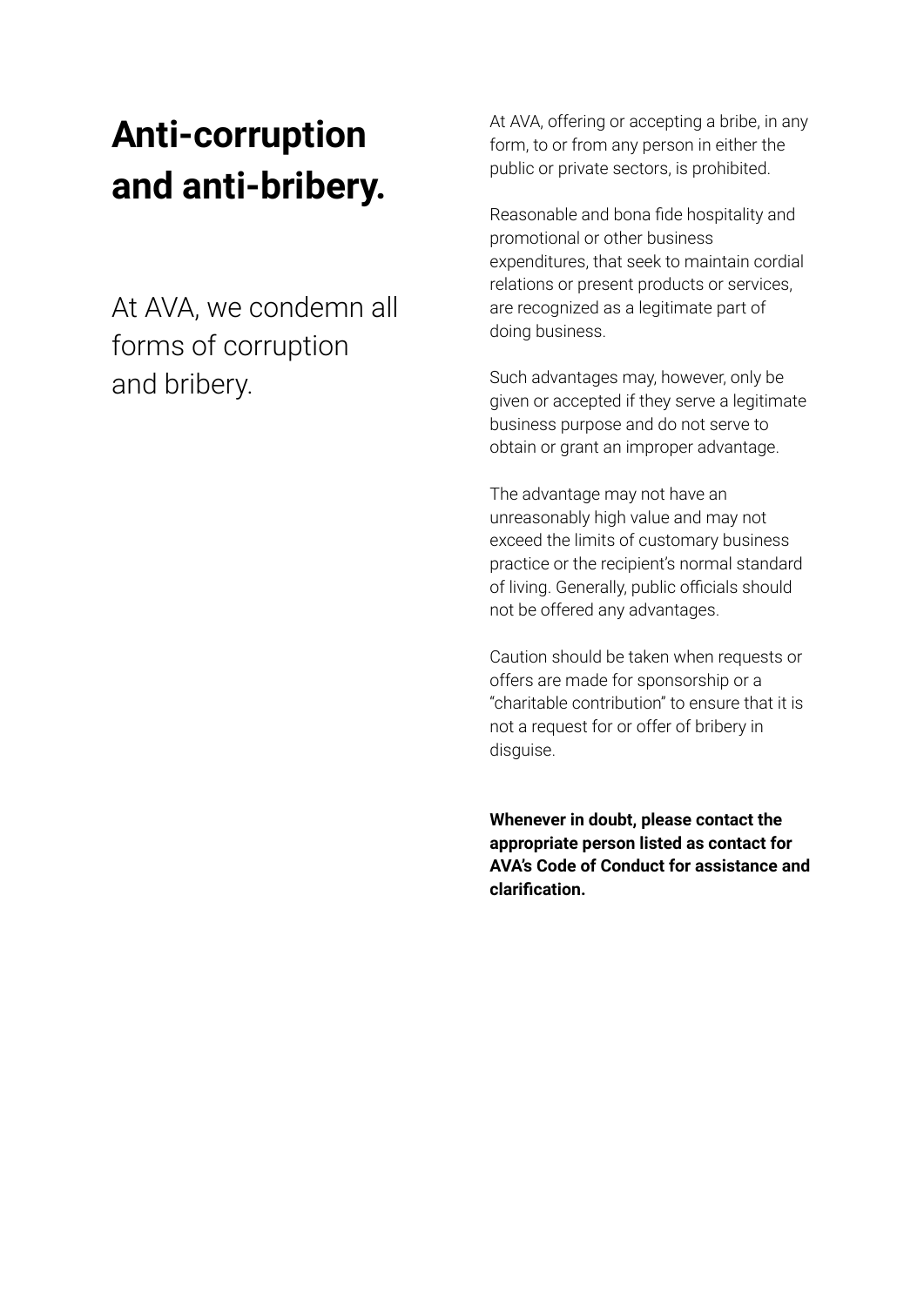# Anti-corruption and anti-bribery.

At AVA, we condemn all forms of corruption and bribery.

At AVA, offering or accepting a bribe, in any form, to or from any person in either the public or private sectors, is prohibited.

Reasonable and bona fide hospitality and promotional or other business expenditures, that seek to maintain cordial relations or present products or services, are recognized as a legitimate part of doing business.

Such advantages may, however, only be given or accepted if they serve a legitimate business purpose and do not serve to obtain or grant an improper advantage.

The advantage may not have an unreasonably high value and may not exceed the limits of customary business practice or the recipient's normal standard of living. Generally, public officials should not be offered any advantages.

Caution should be taken when requests or offers are made for sponsorship or a "charitable contribution" to ensure that it is not a request for or offer of bribery in disguise.

**Whenever in doubt, please contact the appropriate person listed as contact for AVA's Code of Conduct for assistance and clarification.**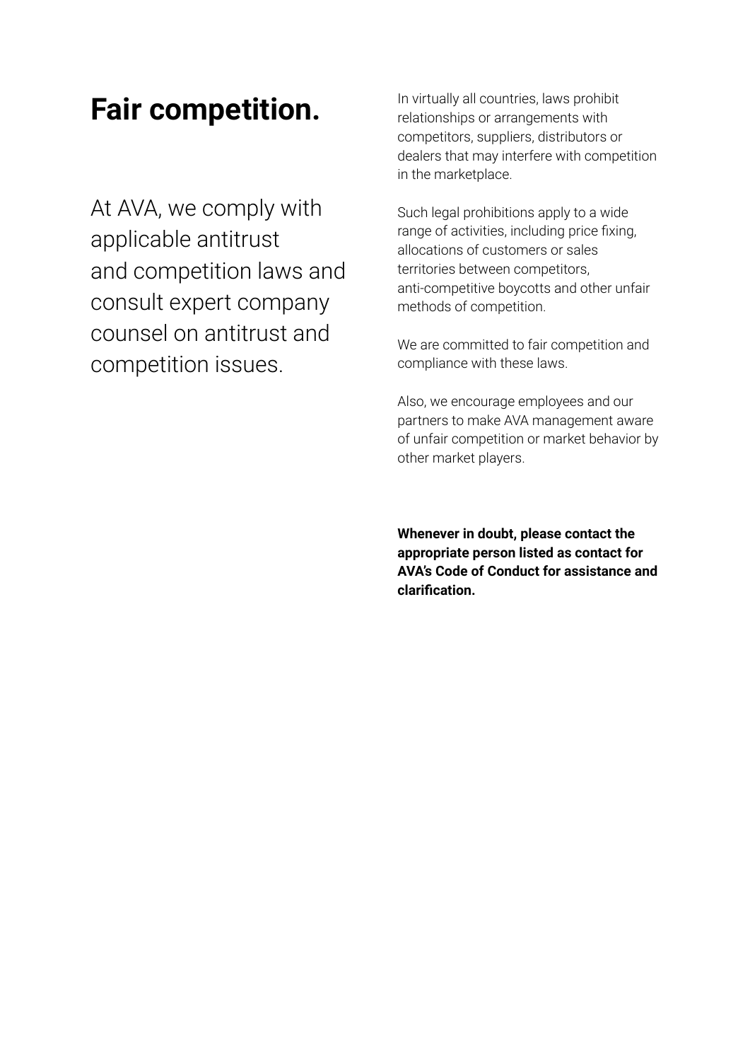# Fair competition.

At AVA, we comply with applicable antitrust and competition laws and consult expert company counsel on antitrust and competition issues.

In virtually all countries, laws prohibit relationships or arrangements with competitors, suppliers, distributors or dealers that may interfere with competition in the marketplace.

Such legal prohibitions apply to a wide range of activities, including price fixing, allocations of customers or sales territories between competitors, anti-competitive boycotts and other unfair methods of competition.

We are committed to fair competition and compliance with these laws.

Also, we encourage employees and our partners to make AVA management aware of unfair competition or market behavior by other market players.

**Whenever in doubt, please contact the appropriate person listed as contact for AVA's Code of Conduct for assistance and clarification.**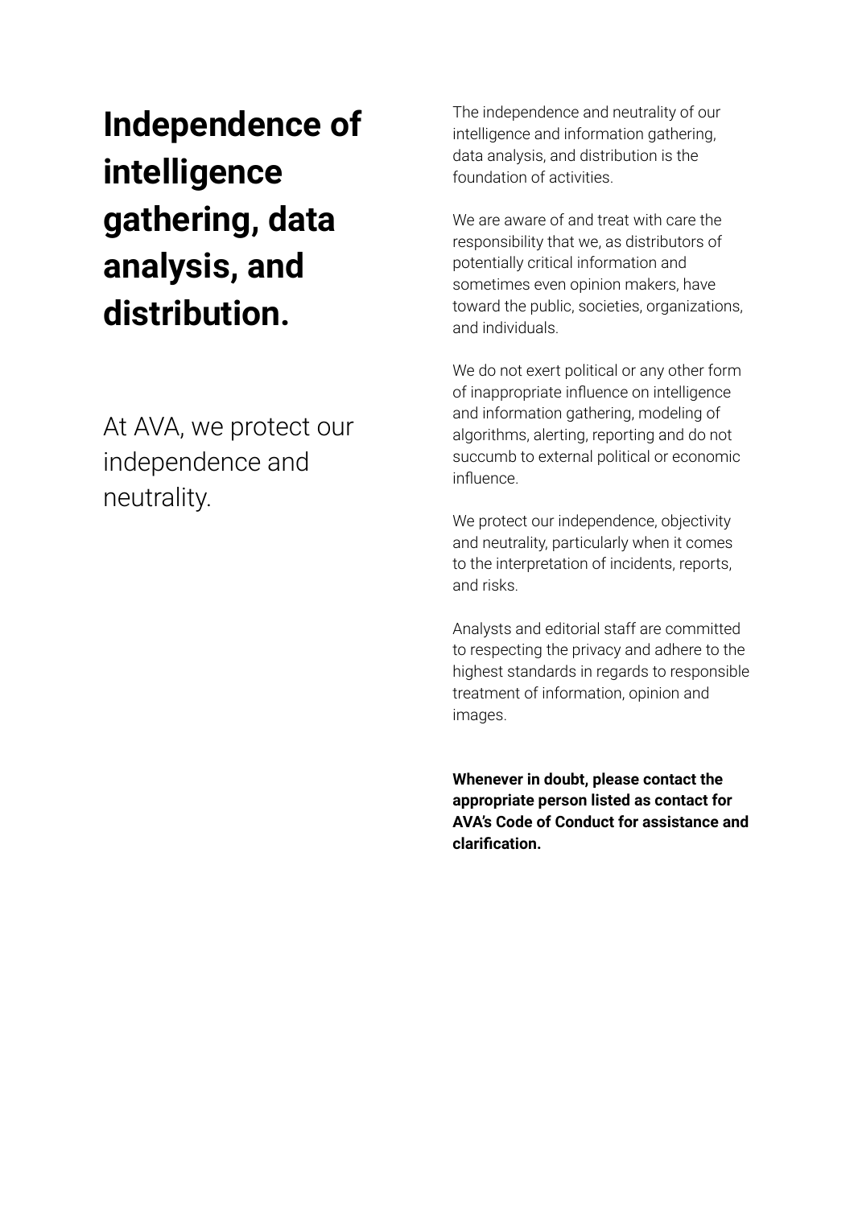# Independence of intelligence gathering, data analysis, and distribution.

At AVA, we protect our independence and neutrality.

The independence and neutrality of our intelligence and information gathering, data analysis, and distribution is the foundation of activities.

We are aware of and treat with care the responsibility that we, as distributors of potentially critical information and sometimes even opinion makers, have toward the public, societies, organizations, and individuals.

We do not exert political or any other form of inappropriate influence on intelligence and information gathering, modeling of algorithms, alerting, reporting and do not succumb to external political or economic influence.

We protect our independence, objectivity and neutrality, particularly when it comes to the interpretation of incidents, reports, and risks.

Analysts and editorial staff are committed to respecting the privacy and adhere to the highest standards in regards to responsible treatment of information, opinion and images.

**Whenever in doubt, please contact the appropriate person listed as contact for AVA's Code of Conduct for assistance and clarification.**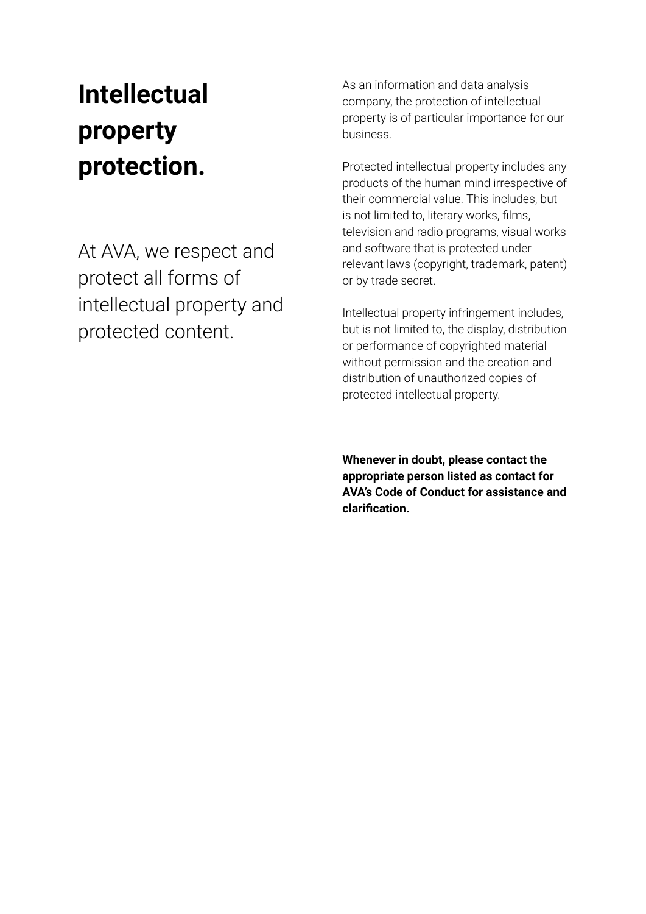# Intellectual property protection.

At AVA, we respect and protect all forms of intellectual property and protected content.

As an information and data analysis company, the protection of intellectual property is of particular importance for our business.

Protected intellectual property includes any products of the human mind irrespective of their commercial value. This includes, but is not limited to, literary works, films, television and radio programs, visual works and software that is protected under relevant laws (copyright, trademark, patent) or by trade secret.

Intellectual property infringement includes, but is not limited to, the display, distribution or performance of copyrighted material without permission and the creation and distribution of unauthorized copies of protected intellectual property.

**Whenever in doubt, please contact the appropriate person listed as contact for AVA's Code of Conduct for assistance and clarification.**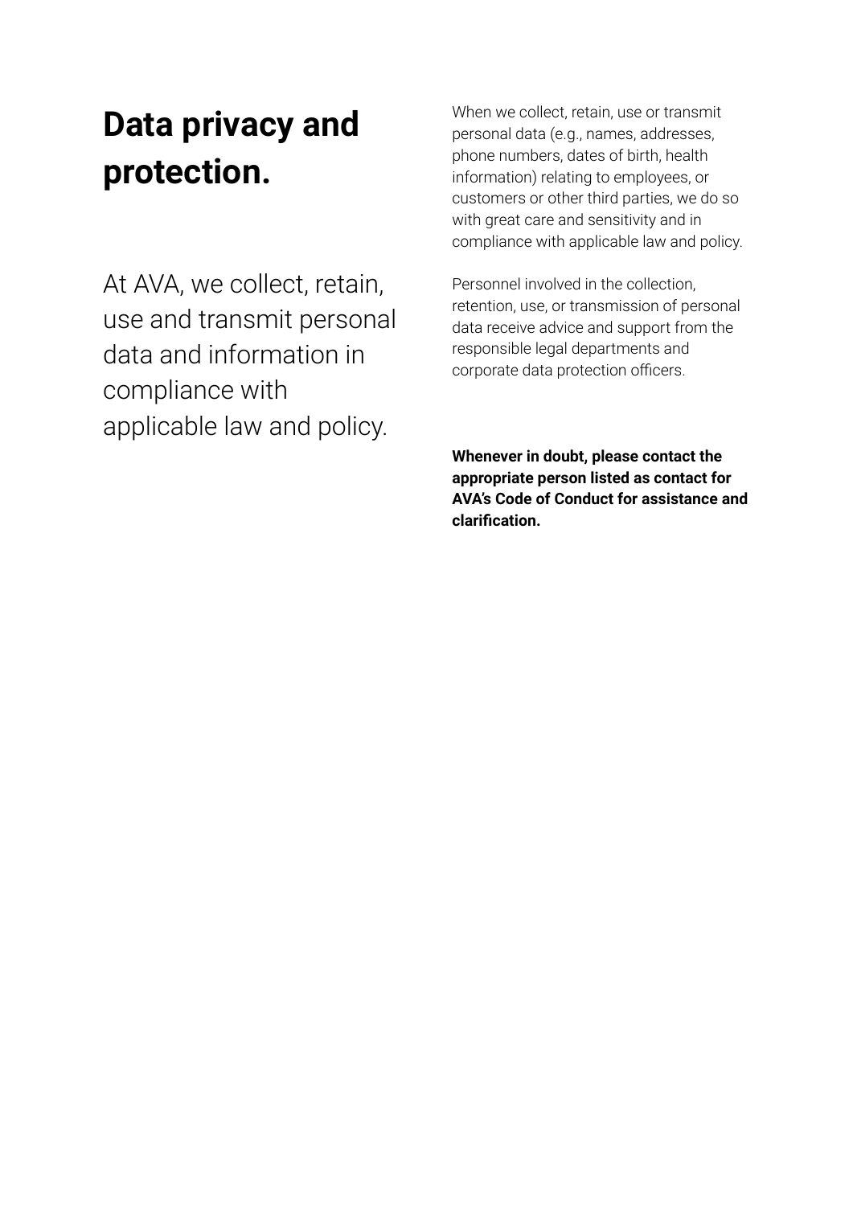# Data privacy and protection.

At AVA, we collect, retain, use and transmit personal data and information in compliance with applicable law and policy.

When we collect, retain, use or transmit personal data (e.g., names, addresses, phone numbers, dates of birth, health information) relating to employees, or customers or other third parties, we do so with great care and sensitivity and in compliance with applicable law and policy.

Personnel involved in the collection, retention, use, or transmission of personal data receive advice and support from the responsible legal departments and corporate data protection officers.

**Whenever in doubt, please contact the appropriate person listed as contact for AVA's Code of Conduct for assistance and clarification.**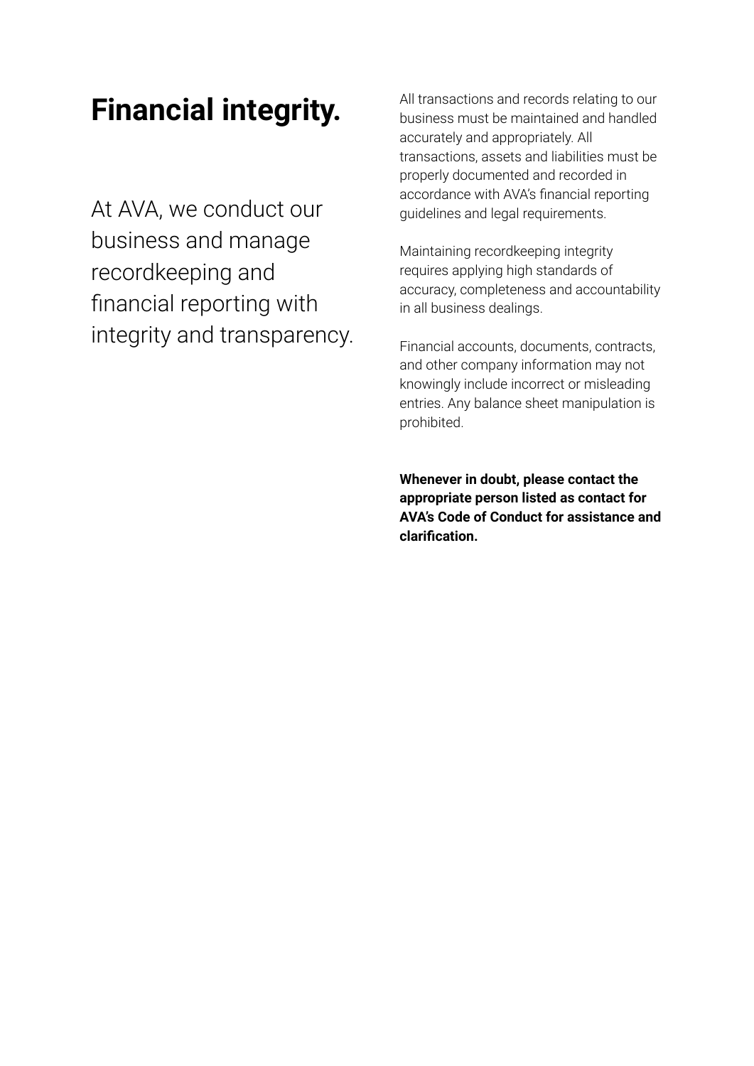# Financial integrity.

At AVA, we conduct our business and manage recordkeeping and financial reporting with integrity and transparency.

All transactions and records relating to our business must be maintained and handled accurately and appropriately. All transactions, assets and liabilities must be properly documented and recorded in accordance with AVA's financial reporting guidelines and legal requirements.

Maintaining recordkeeping integrity requires applying high standards of accuracy, completeness and accountability in all business dealings.

Financial accounts, documents, contracts, and other company information may not knowingly include incorrect or misleading entries. Any balance sheet manipulation is prohibited.

**Whenever in doubt, please contact the appropriate person listed as contact for AVA's Code of Conduct for assistance and clarification.**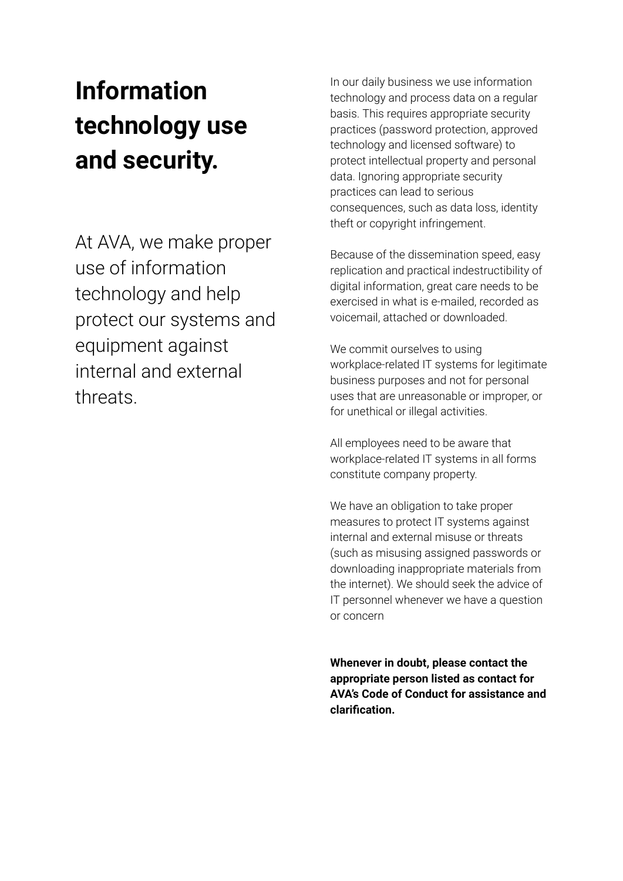# Information technology use and security.

At AVA, we make proper use of information technology and help protect our systems and equipment against internal and external threats.

In our daily business we use information technology and process data on a regular basis. This requires appropriate security practices (password protection, approved technology and licensed software) to protect intellectual property and personal data. Ignoring appropriate security practices can lead to serious consequences, such as data loss, identity theft or copyright infringement.

Because of the dissemination speed, easy replication and practical indestructibility of digital information, great care needs to be exercised in what is e-mailed, recorded as voicemail, attached or downloaded.

We commit ourselves to using workplace-related IT systems for legitimate business purposes and not for personal uses that are unreasonable or improper, or for unethical or illegal activities.

All employees need to be aware that workplace-related IT systems in all forms constitute company property.

We have an obligation to take proper measures to protect IT systems against internal and external misuse or threats (such as misusing assigned passwords or downloading inappropriate materials from the internet). We should seek the advice of IT personnel whenever we have a question or concern

**Whenever in doubt, please contact the appropriate person listed as contact for AVA's Code of Conduct for assistance and clarification.**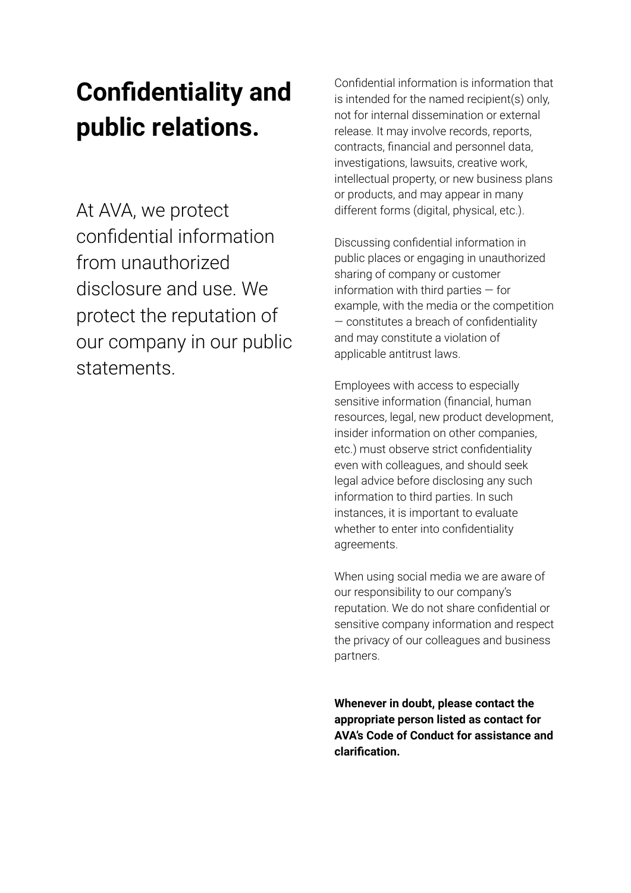# Confidentiality and public relations.

At AVA, we protect confidential information from unauthorized disclosure and use. We protect the reputation of our company in our public statements.

Confidential information is information that is intended for the named recipient(s) only, not for internal dissemination or external release. It may involve records, reports, contracts, financial and personnel data, investigations, lawsuits, creative work, intellectual property, or new business plans or products, and may appear in many different forms (digital, physical, etc.).

Discussing confidential information in public places or engaging in unauthorized sharing of company or customer information with third parties — for example, with the media or the competition — constitutes a breach of confidentiality and may constitute a violation of applicable antitrust laws.

Employees with access to especially sensitive information (financial, human resources, legal, new product development, insider information on other companies, etc.) must observe strict confidentiality even with colleagues, and should seek legal advice before disclosing any such information to third parties. In such instances, it is important to evaluate whether to enter into confidentiality agreements.

When using social media we are aware of our responsibility to our company's reputation. We do not share confidential or sensitive company information and respect the privacy of our colleagues and business partners.

**Whenever in doubt, please contact the appropriate person listed as contact for AVA's Code of Conduct for assistance and clarification.**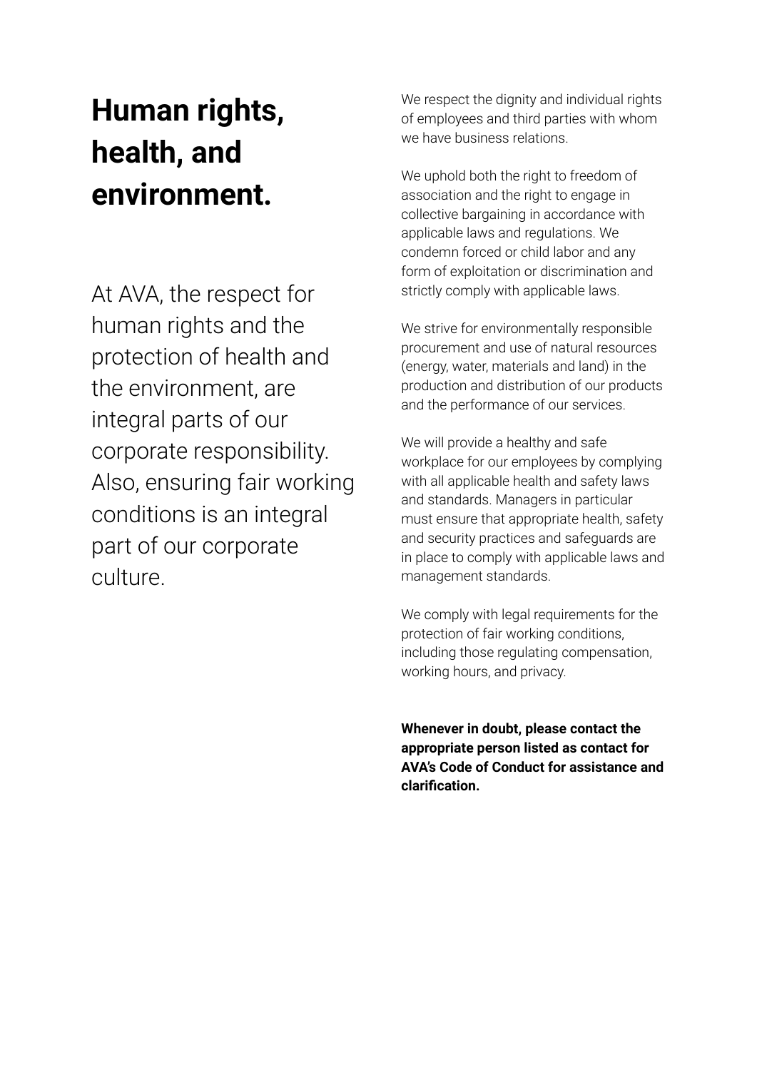# Human rights, health, and environment.

At AVA, the respect for human rights and the protection of health and the environment, are integral parts of our corporate responsibility. Also, ensuring fair working conditions is an integral part of our corporate culture.

We respect the dignity and individual rights of employees and third parties with whom we have business relations.

We uphold both the right to freedom of association and the right to engage in collective bargaining in accordance with applicable laws and regulations. We condemn forced or child labor and any form of exploitation or discrimination and strictly comply with applicable laws.

We strive for environmentally responsible procurement and use of natural resources (energy, water, materials and land) in the production and distribution of our products and the performance of our services.

We will provide a healthy and safe workplace for our employees by complying with all applicable health and safety laws and standards. Managers in particular must ensure that appropriate health, safety and security practices and safeguards are in place to comply with applicable laws and management standards.

We comply with legal requirements for the protection of fair working conditions, including those regulating compensation, working hours, and privacy.

**Whenever in doubt, please contact the appropriate person listed as contact for AVA's Code of Conduct for assistance and clarification.**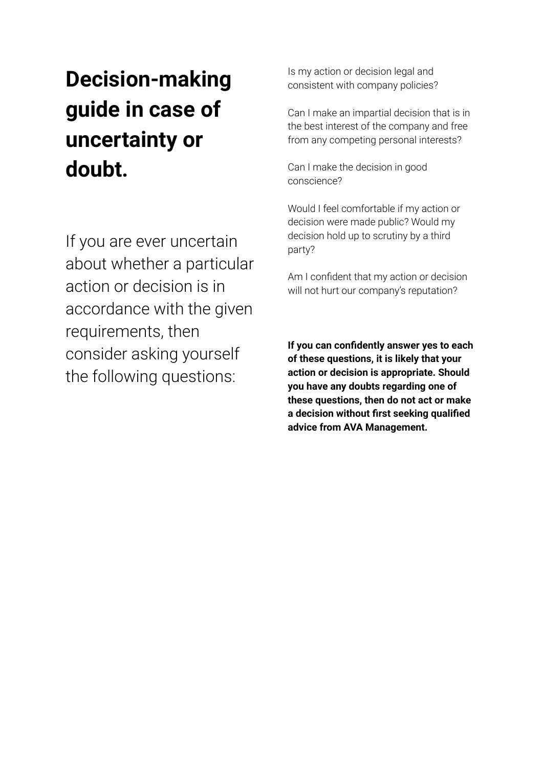# Decision-making guide in case of uncertainty or doubt.

If you are ever uncertain about whether a particular action or decision is in accordance with the given requirements, then consider asking yourself the following questions:

Is my action or decision legal and consistent with company policies?

Can I make an impartial decision that is in the best interest of the company and free from any competing personal interests?

Can I make the decision in good conscience?

Would I feel comfortable if my action or decision were made public? Would my decision hold up to scrutiny by a third party?

Am I confident that my action or decision will not hurt our company's reputation?

**If you can confidently answer yes to each of these questions, it is likely that your action or decision is appropriate. Should you have any doubts regarding one of these questions, then do not act or make a decision without first seeking qualified advice from AVA Management.**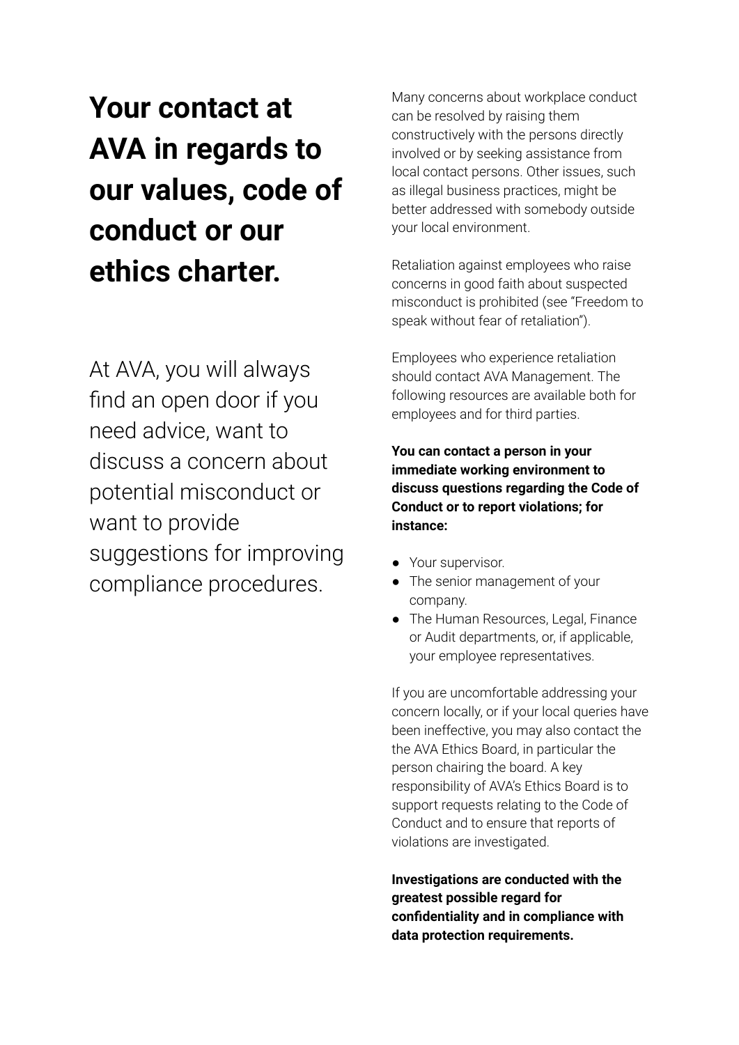# Your contact at AVA in regards to our values, code of conduct or our ethics charter.

At AVA, you will always find an open door if you need advice, want to discuss a concern about potential misconduct or want to provide suggestions for improving compliance procedures.

Many concerns about workplace conduct can be resolved by raising them constructively with the persons directly involved or by seeking assistance from local contact persons. Other issues, such as illegal business practices, might be better addressed with somebody outside your local environment.

Retaliation against employees who raise concerns in good faith about suspected misconduct is prohibited (see "Freedom to speak without fear of retaliation").

Employees who experience retaliation should contact AVA Management. The following resources are available both for employees and for third parties.

**You can contact a person in your immediate working environment to discuss questions regarding the Code of Conduct or to report violations; for instance:**

- Your supervisor.
- The senior management of your company.
- The Human Resources, Legal, Finance or Audit departments, or, if applicable, your employee representatives.

If you are uncomfortable addressing your concern locally, or if your local queries have been ineffective, you may also contact the the AVA Ethics Board, in particular the person chairing the board. A key responsibility of AVA's Ethics Board is to support requests relating to the Code of Conduct and to ensure that reports of violations are investigated.

**Investigations are conducted with the greatest possible regard for confidentiality and in compliance with data protection requirements.**